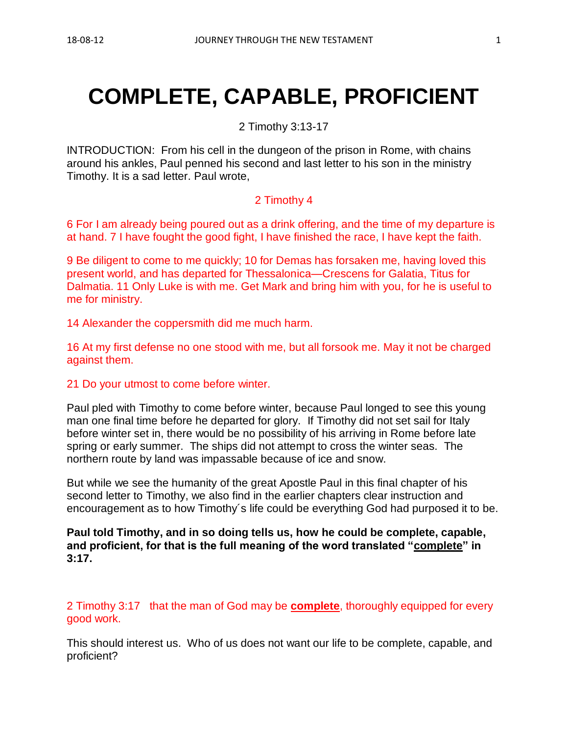# COMPLETE, CAPABLE, PROFICIENT

2 Timothy 3:13-17

INTRODUCTION: From his cell in the dungeon of the prison in Rome, with chains around his ankles, Paul penned his second and last letter to his son in the ministry Timothy. It is a sad letter. Paul wrote,

2 Timothy 4

6 For I am already being poured out as a drink offering, and the time of my departure is at hand. 7 I have fought the good fight, I have finished the race, I have kept the faith.

9 Be diligent to come to me quickly; 10 for Demas has forsaken me, having loved this present world, and has departed for Thessalonica—Crescens for Galatia, Titus for Dalmatia. 11 Only Luke is with me. Get Mark and bring him with you, for he is useful to me for ministry.

14 Alexander the coppersmith did me much harm.

16 At my first defense no one stood with me, but all forsook me. May it not be charged against them.

21 Do your utmost to come before winter.

Paul pled with Timothy to come before winter, because Paul longed to see this young man one final time before he departed for glory. If Timothy did not set sail for Italy before winter set in, there would be no possibility of his arriving in Rome before late spring or early summer. The ships did not attempt to cross the winter seas. The northern route by land was impassable because of ice and snow.

But while we see the humanity of the great Apostle Paul in this final chapter of his second letter to Timothy, we also find in the earlier chapters clear instruction and encouragement as to how Timothy´s life could be everything God had purposed it to be.

**Paul told Timothy, and in so doing tells us, how he could be complete, capable, and proficient, for that is the full meaning of the word translated "complete" in 3:17.**

2 Timothy 3:17 that the man of God may be **complete**, thoroughly equipped for every good work.

This should interest us. Who of us does not want our life to be complete, capable, and proficient?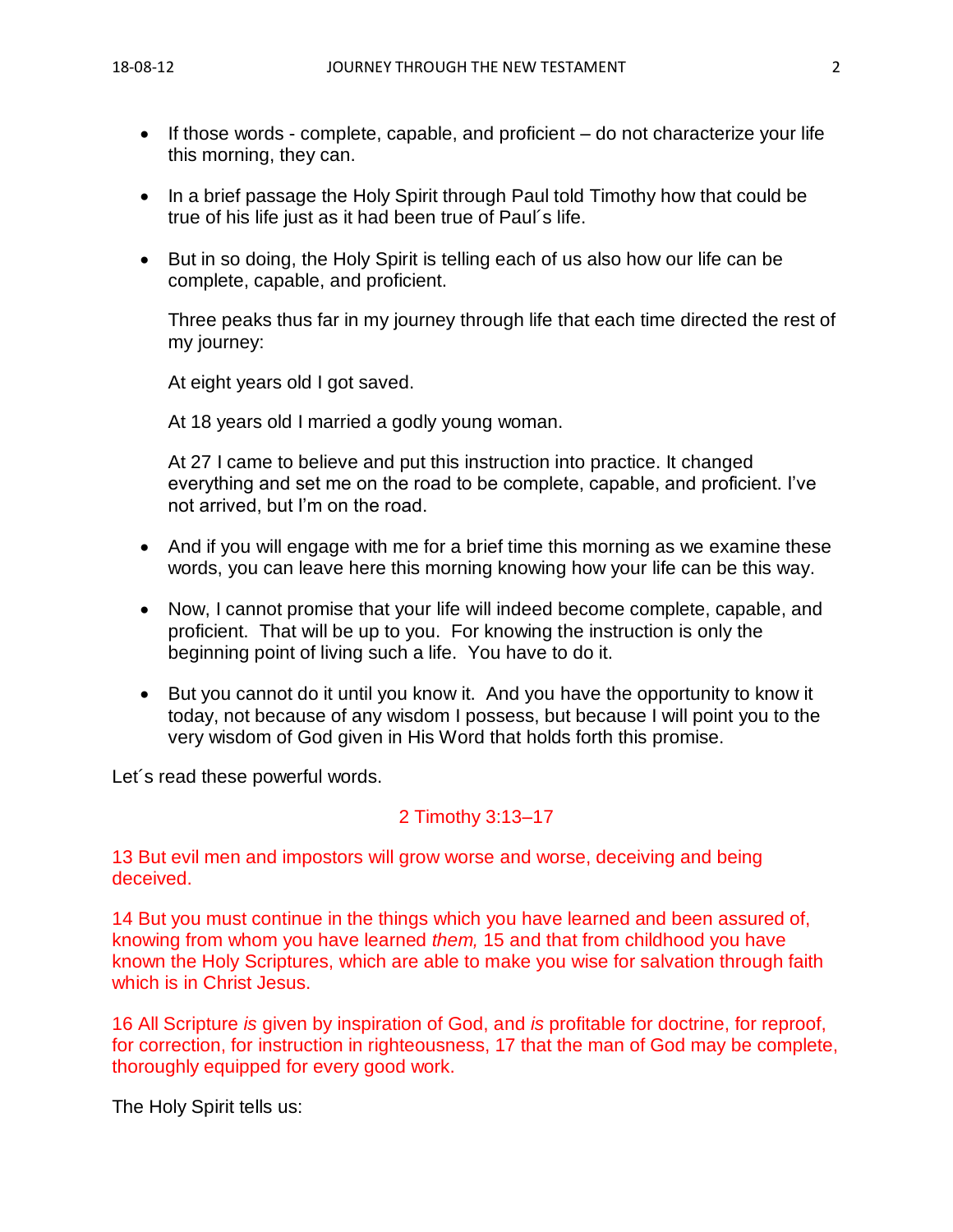- If those words - complete, capable, and proficient – do not characterize your life this morning, they can.

- In a brief passage the Holy Spirit through Paul told Timothy how that could be true of his life just as it had been true of Paul´s life.

- But in so doing, the Holy Spirit is telling each of us also how our life can be complete, capable, and proficient.

  Three peaks thus far in my journey through life that each time directed the rest of my journey:

  At eight years old I got saved.

  At 18 years old I married a godly young woman.

  At 27 I came to believe and put this instruction into practice. It changed everything and set me on the road to be complete, capable, and proficient. I've not arrived, but I'm on the road.

- And if you will engage with me for a brief time this morning as we examine these words, you can leave here this morning knowing how your life can be this way.

- Now, I cannot promise that your life will indeed become complete, capable, and proficient. That will be up to you. For knowing the instruction is only the beginning point of living such a life. You have to do it.

- But you cannot do it until you know it. And you have the opportunity to know it today, not because of any wisdom I possess, but because I will point you to the very wisdom of God given in His Word that holds forth this promise.

Let´s read these powerful words.

2 Timothy 3:13–17

13 But evil men and impostors will grow worse and worse, deceiving and being deceived.

14 But you must continue in the things which you have learned and been assured of, knowing from whom you have learned *them,* 15 and that from childhood you have known the Holy Scriptures, which are able to make you wise for salvation through faith which is in Christ Jesus.

16 All Scripture *is* given by inspiration of God, and *is* profitable for doctrine, for reproof, for correction, for instruction in righteousness, 17 that the man of God may be complete, thoroughly equipped for every good work.

The Holy Spirit tells us: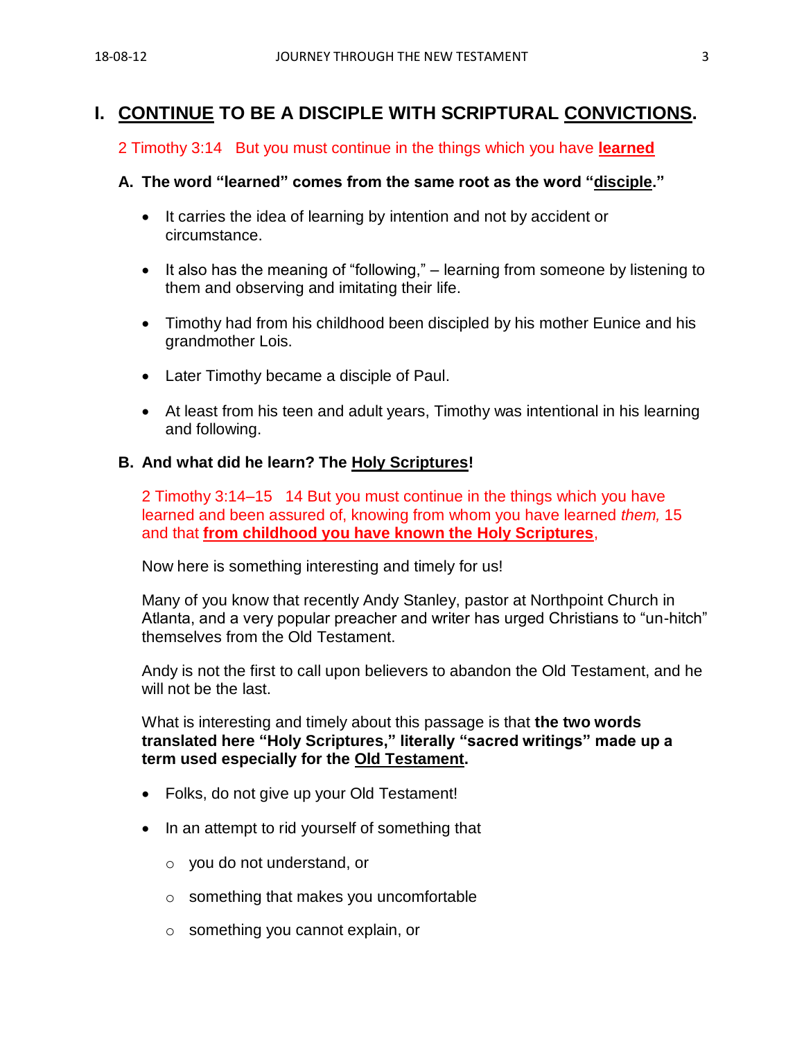# I. <u>CONTINUE</u> TO BE A DISCIPLE WITH SCRIPTURAL <u>CONVICTIONS</u>.

2 Timothy 3:14   But you must continue in the things which you have **<u>learned</u>**

### A. The word "learned" comes from the same root as the word "<u>disciple</u>."

- It carries the idea of learning by intention and not by accident or circumstance.
- It also has the meaning of "following," – learning from someone by listening to them and observing and imitating their life.
- Timothy had from his childhood been discipled by his mother Eunice and his grandmother Lois.
- Later Timothy became a disciple of Paul.
- At least from his teen and adult years, Timothy was intentional in his learning and following.

### B. And what did he learn? The <u>Holy Scriptures</u>!

2 Timothy 3:14–15   14 But you must continue in the things which you have learned and been assured of, knowing from whom you have learned *them,* 15 and that **<u>from childhood you have known the Holy Scriptures</u>**,

Now here is something interesting and timely for us!

Many of you know that recently Andy Stanley, pastor at Northpoint Church in Atlanta, and a very popular preacher and writer has urged Christians to "un-hitch" themselves from the Old Testament.

Andy is not the first to call upon believers to abandon the Old Testament, and he will not be the last.

What is interesting and timely about this passage is that **the two words translated here "Holy Scriptures," literally "sacred writings" made up a term used especially for the <u>Old Testament</u>.**

- Folks, do not give up your Old Testament!
- In an attempt to rid yourself of something that
  - you do not understand, or
  - something that makes you uncomfortable
  - something you cannot explain, or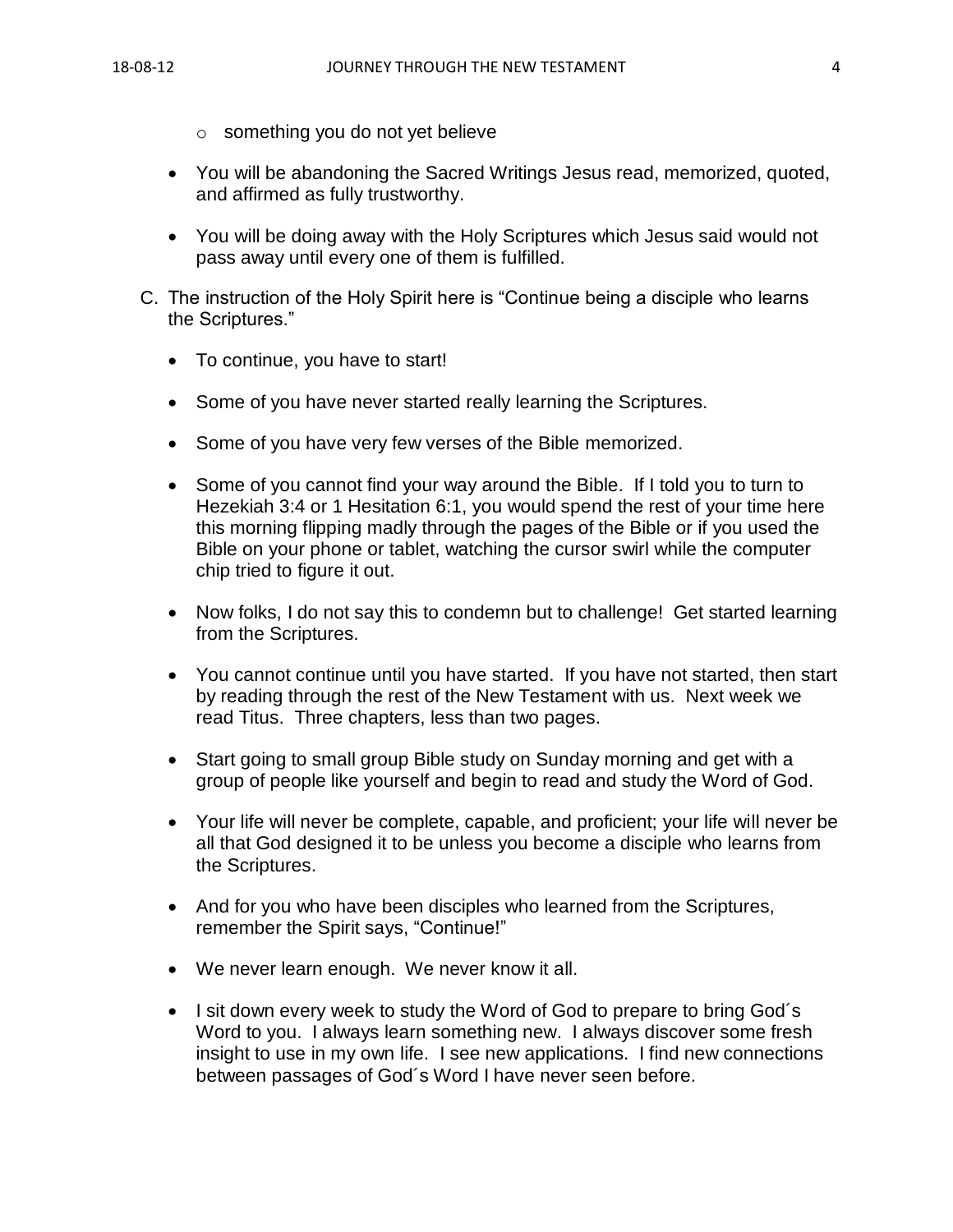- something you do not yet believe

- You will be abandoning the Sacred Writings Jesus read, memorized, quoted, and affirmed as fully trustworthy.

- You will be doing away with the Holy Scriptures which Jesus said would not pass away until every one of them is fulfilled.

C. The instruction of the Holy Spirit here is "Continue being a disciple who learns the Scriptures."

- To continue, you have to start!

- Some of you have never started really learning the Scriptures.

- Some of you have very few verses of the Bible memorized.

- Some of you cannot find your way around the Bible. If I told you to turn to Hezekiah 3:4 or 1 Hesitation 6:1, you would spend the rest of your time here this morning flipping madly through the pages of the Bible or if you used the Bible on your phone or tablet, watching the cursor swirl while the computer chip tried to figure it out.

- Now folks, I do not say this to condemn but to challenge! Get started learning from the Scriptures.

- You cannot continue until you have started. If you have not started, then start by reading through the rest of the New Testament with us. Next week we read Titus. Three chapters, less than two pages.

- Start going to small group Bible study on Sunday morning and get with a group of people like yourself and begin to read and study the Word of God.

- Your life will never be complete, capable, and proficient; your life will never be all that God designed it to be unless you become a disciple who learns from the Scriptures.

- And for you who have been disciples who learned from the Scriptures, remember the Spirit says, "Continue!"

- We never learn enough. We never know it all.

- I sit down every week to study the Word of God to prepare to bring God´s Word to you. I always learn something new. I always discover some fresh insight to use in my own life. I see new applications. I find new connections between passages of God´s Word I have never seen before.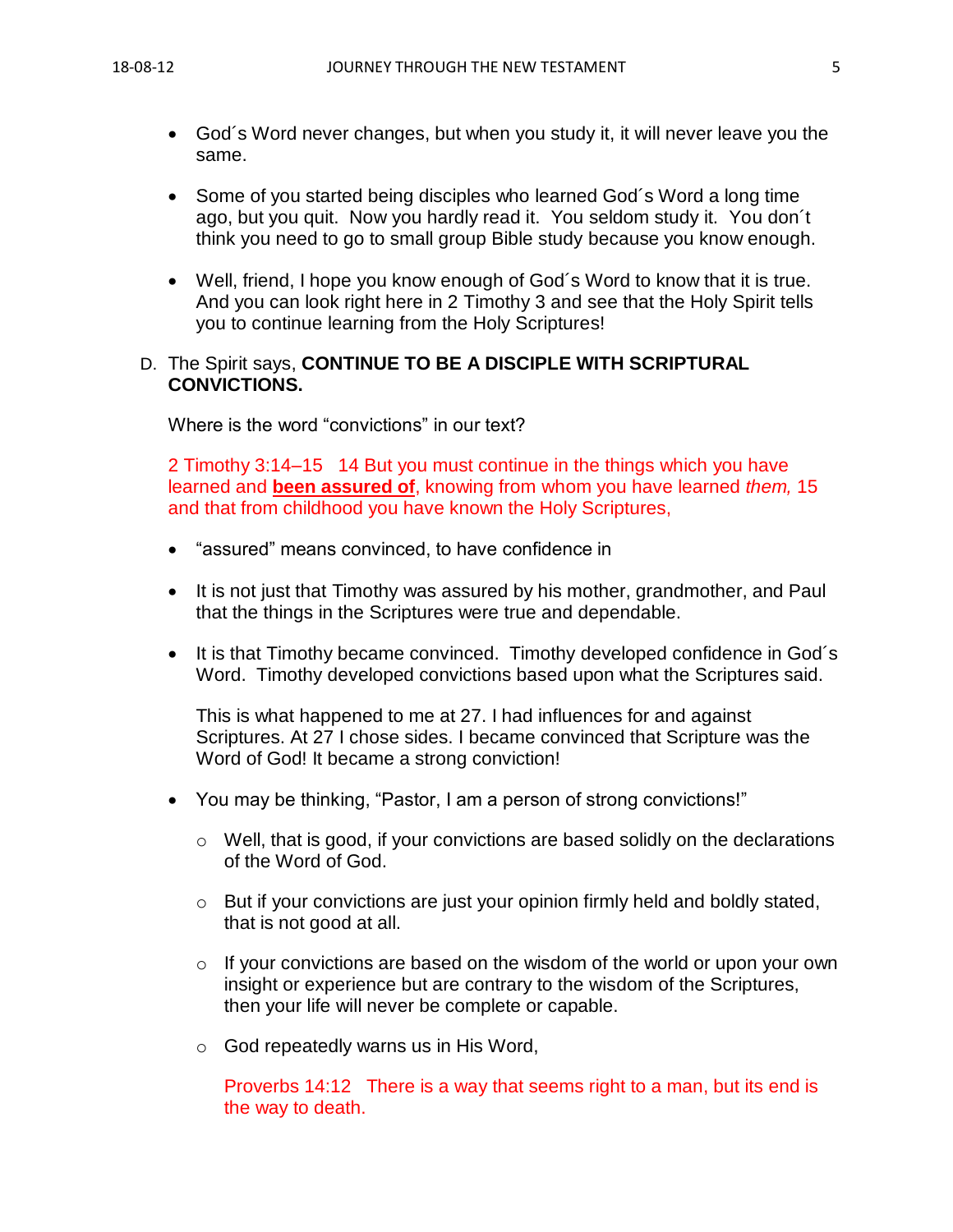- God´s Word never changes, but when you study it, it will never leave you the same.

- Some of you started being disciples who learned God´s Word a long time ago, but you quit. Now you hardly read it. You seldom study it. You don´t think you need to go to small group Bible study because you know enough.

- Well, friend, I hope you know enough of God´s Word to know that it is true. And you can look right here in 2 Timothy 3 and see that the Holy Spirit tells you to continue learning from the Holy Scriptures!

D. The Spirit says, **CONTINUE TO BE A DISCIPLE WITH SCRIPTURAL CONVICTIONS.**

Where is the word "convictions" in our text?

2 Timothy 3:14–15 14 But you must continue in the things which you have learned and **been assured of**, knowing from whom you have learned *them,* 15 and that from childhood you have known the Holy Scriptures,

- "assured" means convinced, to have confidence in

- It is not just that Timothy was assured by his mother, grandmother, and Paul that the things in the Scriptures were true and dependable.

- It is that Timothy became convinced. Timothy developed confidence in God´s Word. Timothy developed convictions based upon what the Scriptures said.

  This is what happened to me at 27. I had influences for and against Scriptures. At 27 I chose sides. I became convinced that Scripture was the Word of God! It became a strong conviction!

- You may be thinking, "Pastor, I am a person of strong convictions!"
  - Well, that is good, if your convictions are based solidly on the declarations of the Word of God.
  - But if your convictions are just your opinion firmly held and boldly stated, that is not good at all.
  - If your convictions are based on the wisdom of the world or upon your own insight or experience but are contrary to the wisdom of the Scriptures, then your life will never be complete or capable.
  - God repeatedly warns us in His Word,

    Proverbs 14:12 There is a way that seems right to a man, but its end is the way to death.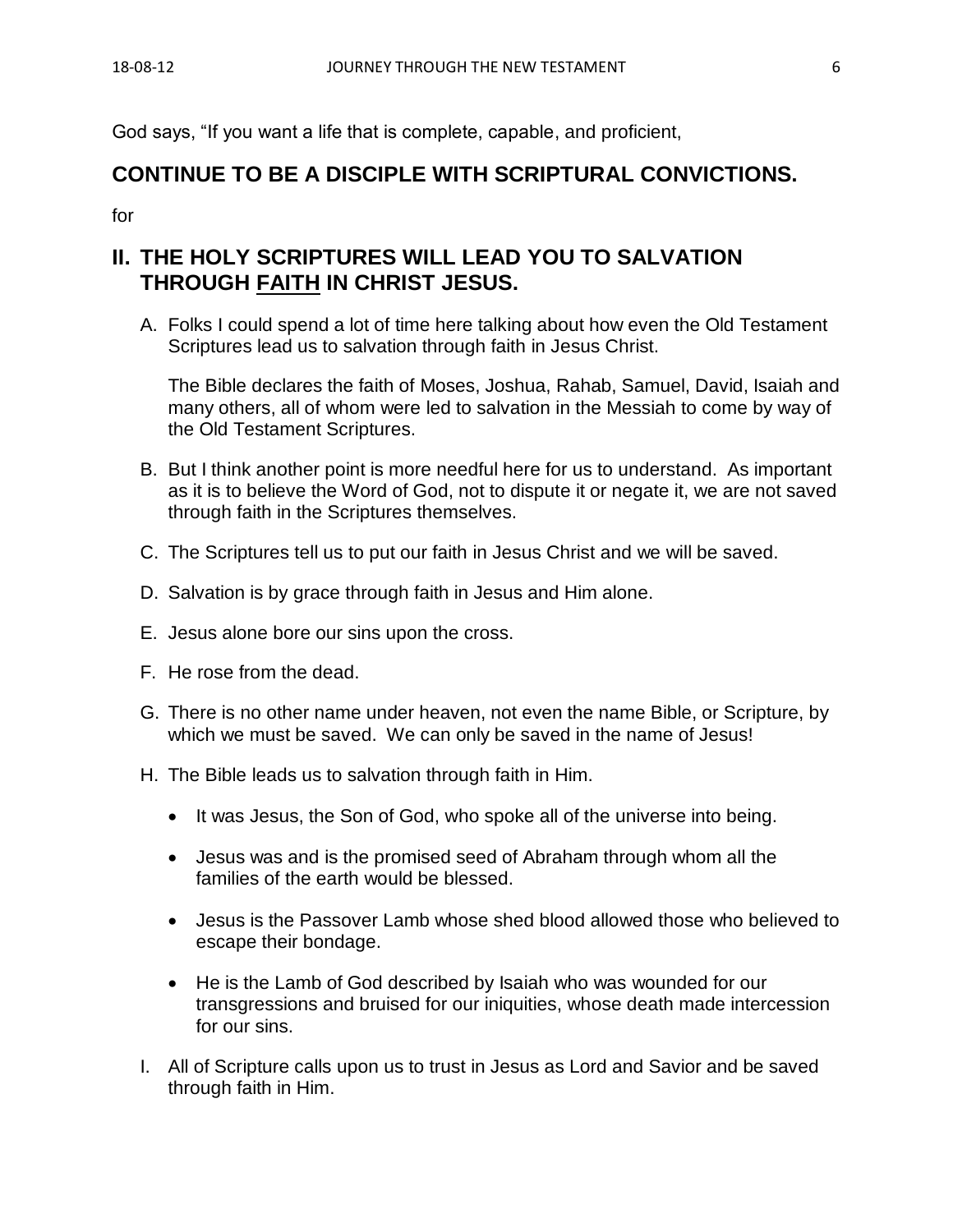God says, “If you want a life that is complete, capable, and proficient,

## CONTINUE TO BE A DISCIPLE WITH SCRIPTURAL CONVICTIONS.

for

## II. THE HOLY SCRIPTURES WILL LEAD YOU TO SALVATION THROUGH <u>FAITH</u> IN CHRIST JESUS.

A. Folks I could spend a lot of time here talking about how even the Old Testament Scriptures lead us to salvation through faith in Jesus Christ.

   The Bible declares the faith of Moses, Joshua, Rahab, Samuel, David, Isaiah and many others, all of whom were led to salvation in the Messiah to come by way of the Old Testament Scriptures.

B. But I think another point is more needful here for us to understand. As important as it is to believe the Word of God, not to dispute it or negate it, we are not saved through faith in the Scriptures themselves.

C. The Scriptures tell us to put our faith in Jesus Christ and we will be saved.

D. Salvation is by grace through faith in Jesus and Him alone.

E. Jesus alone bore our sins upon the cross.

F. He rose from the dead.

G. There is no other name under heaven, not even the name Bible, or Scripture, by which we must be saved. We can only be saved in the name of Jesus!

H. The Bible leads us to salvation through faith in Him.

   - It was Jesus, the Son of God, who spoke all of the universe into being.
   - Jesus was and is the promised seed of Abraham through whom all the families of the earth would be blessed.
   - Jesus is the Passover Lamb whose shed blood allowed those who believed to escape their bondage.
   - He is the Lamb of God described by Isaiah who was wounded for our transgressions and bruised for our iniquities, whose death made intercession for our sins.

I. All of Scripture calls upon us to trust in Jesus as Lord and Savior and be saved through faith in Him.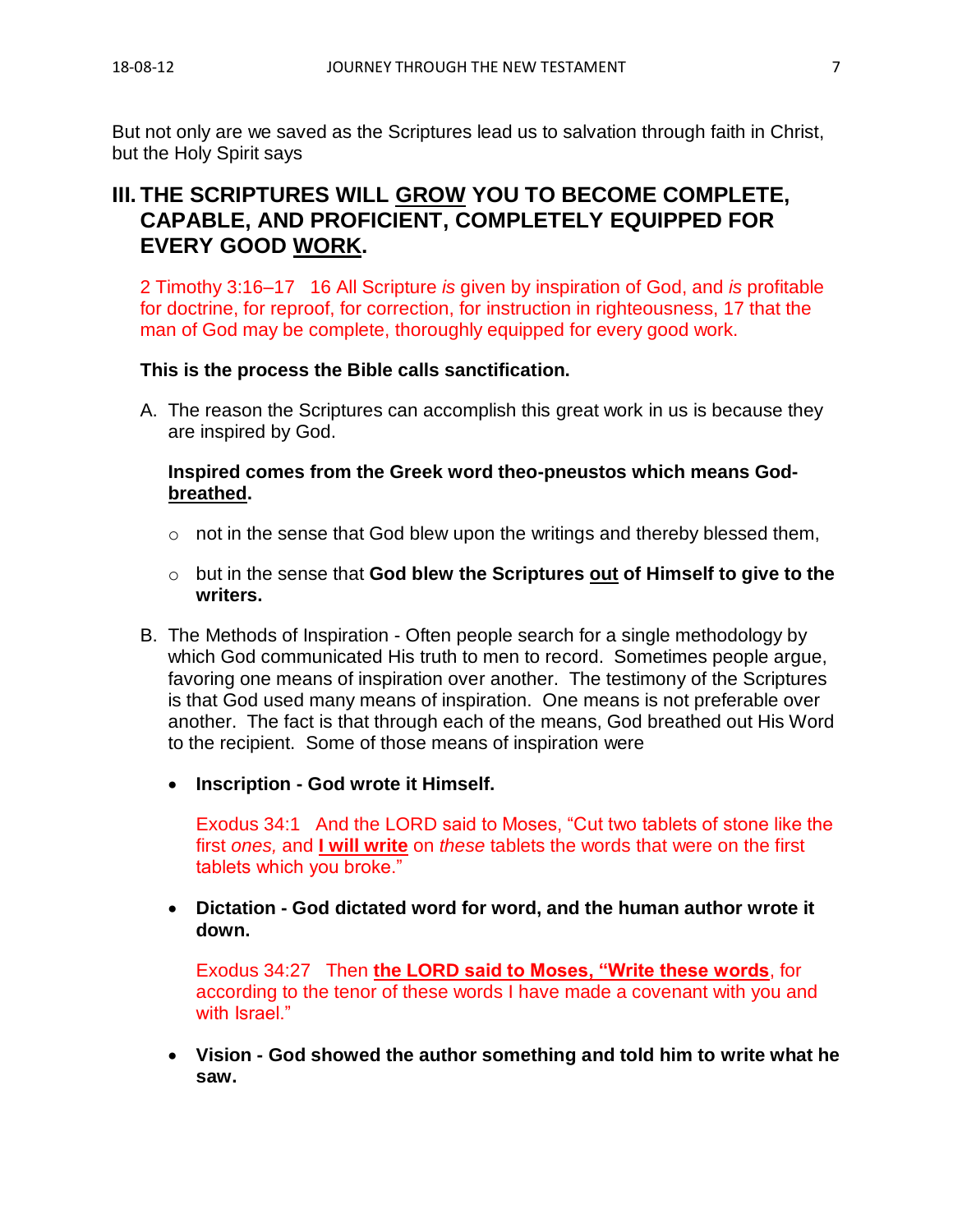But not only are we saved as the Scriptures lead us to salvation through faith in Christ, but the Holy Spirit says

## III. THE SCRIPTURES WILL <u>GROW</u> YOU TO BECOME COMPLETE, CAPABLE, AND PROFICIENT, COMPLETELY EQUIPPED FOR EVERY GOOD <u>WORK</u>.

2 Timothy 3:16–17 16 All Scripture *is* given by inspiration of God, and *is* profitable for doctrine, for reproof, for correction, for instruction in righteousness, 17 that the man of God may be complete, thoroughly equipped for every good work.

**This is the process the Bible calls sanctification.**

A. The reason the Scriptures can accomplish this great work in us is because they are inspired by God.

   **Inspired comes from the Greek word theo-pneustos which means God-<u>breathed</u>.**

   - not in the sense that God blew upon the writings and thereby blessed them,
   - but in the sense that **God blew the Scriptures <u>out</u> of Himself to give to the writers.**

B. The Methods of Inspiration - Often people search for a single methodology by which God communicated His truth to men to record. Sometimes people argue, favoring one means of inspiration over another. The testimony of the Scriptures is that God used many means of inspiration. One means is not preferable over another. The fact is that through each of the means, God breathed out His Word to the recipient. Some of those means of inspiration were

   - **Inscription - God wrote it Himself.**

     Exodus 34:1 And the LORD said to Moses, "Cut two tablets of stone like the first *ones,* and **<u>I will write</u>** on *these* tablets the words that were on the first tablets which you broke."

   - **Dictation - God dictated word for word, and the human author wrote it down.**

     Exodus 34:27 Then **<u>the LORD said to Moses, "Write these words</u>**, for according to the tenor of these words I have made a covenant with you and with Israel."

   - **Vision - God showed the author something and told him to write what he saw.**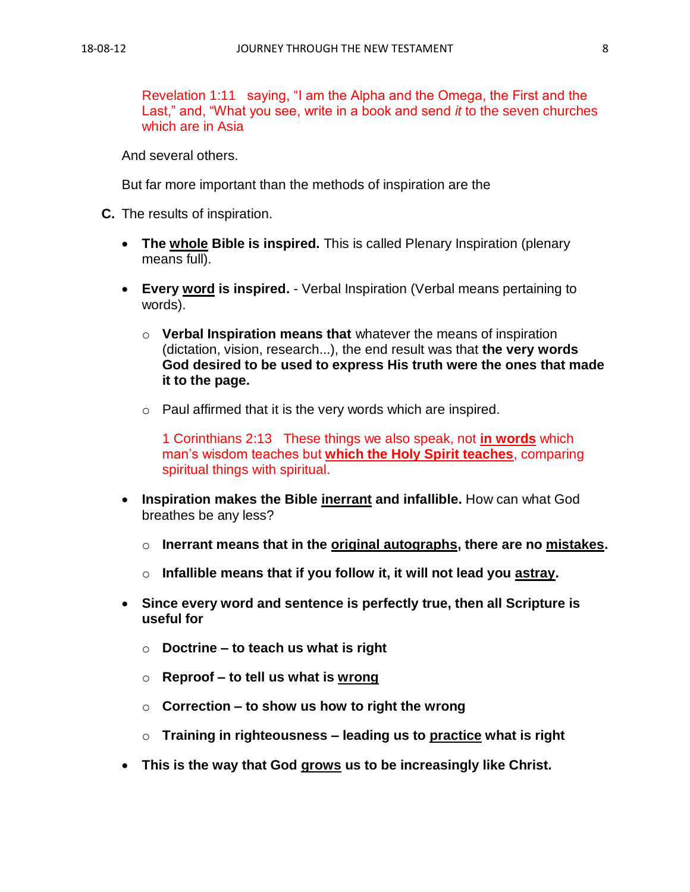Revelation 1:11   saying, "I am the Alpha and the Omega, the First and the Last," and, "What you see, write in a book and send *it* to the seven churches which are in Asia

And several others.

But far more important than the methods of inspiration are the

**C.** The results of inspiration.

- **The whole Bible is inspired.** This is called Plenary Inspiration (plenary means full).
- **Every word is inspired.** - Verbal Inspiration (Verbal means pertaining to words).
  - **Verbal Inspiration means that** whatever the means of inspiration (dictation, vision, research...), the end result was that **the very words God desired to be used to express His truth were the ones that made it to the page.**
  - Paul affirmed that it is the very words which are inspired.

    1 Corinthians 2:13   These things we also speak, not **in words** which man's wisdom teaches but **which the Holy Spirit teaches**, comparing spiritual things with spiritual.
- **Inspiration makes the Bible inerrant and infallible.** How can what God breathes be any less?
  - **Inerrant means that in the original autographs, there are no mistakes.**
  - **Infallible means that if you follow it, it will not lead you astray.**
- **Since every word and sentence is perfectly true, then all Scripture is useful for**
  - **Doctrine – to teach us what is right**
  - **Reproof – to tell us what is wrong**
  - **Correction – to show us how to right the wrong**
  - **Training in righteousness – leading us to practice what is right**
- **This is the way that God grows us to be increasingly like Christ.**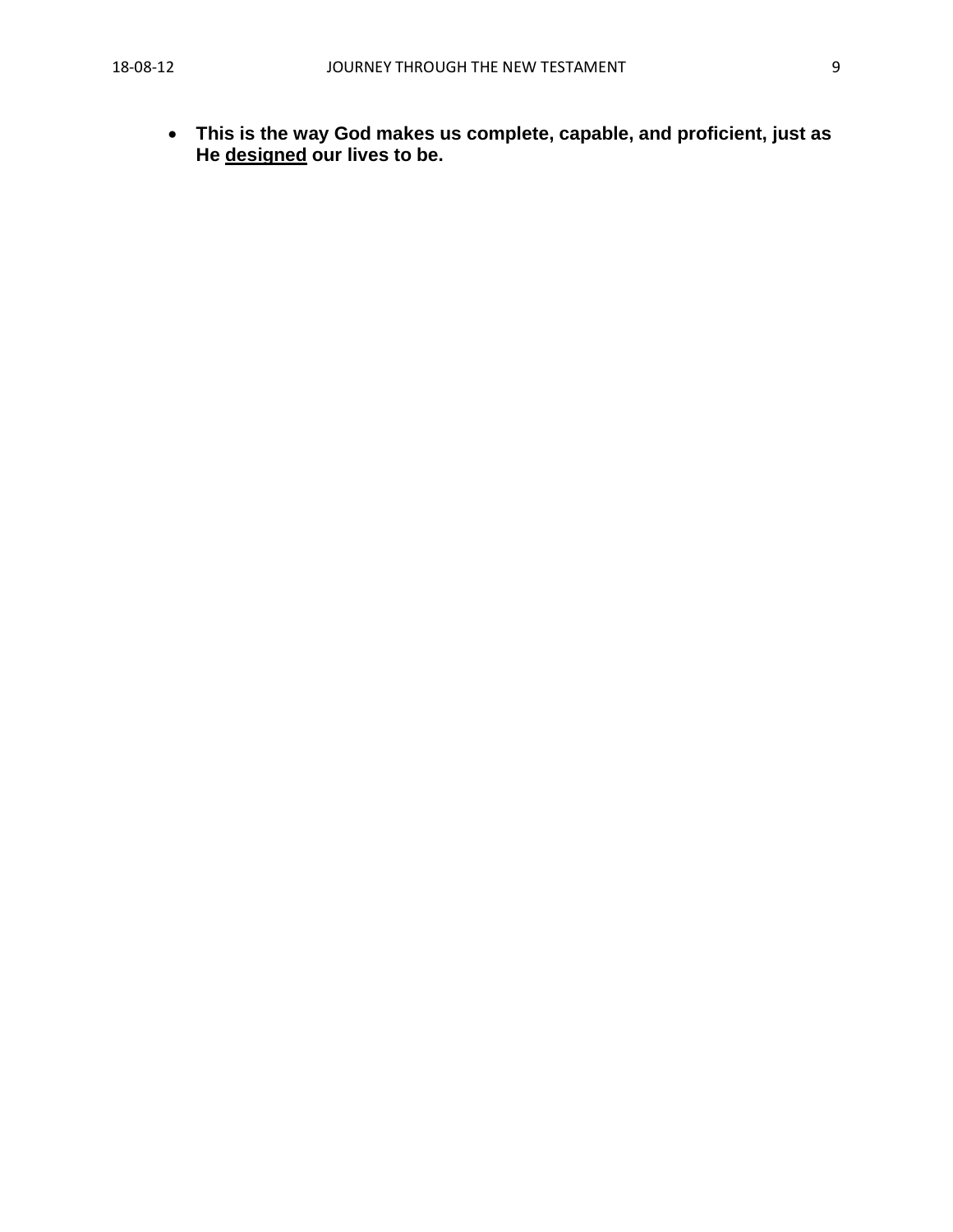- **This is the way God makes us complete, capable, and proficient, just as He <u>designed</u> our lives to be.**